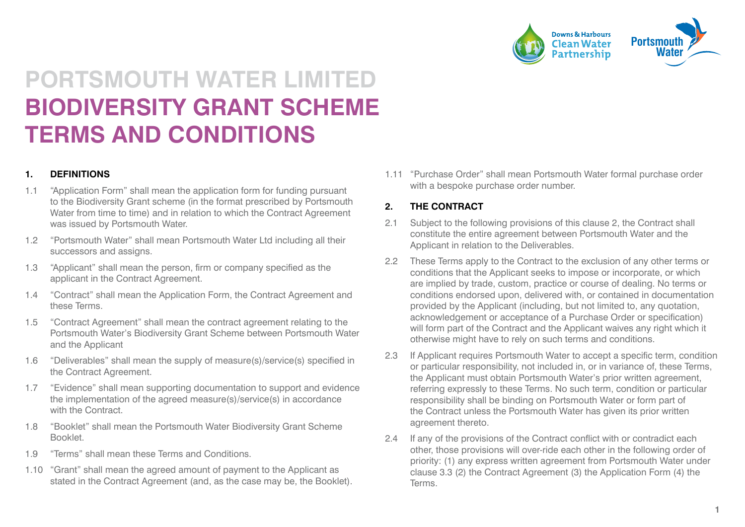# PORTSMOUTH WATER LIMITED
# BIODIVERSITY GRANT SCHEME TERMS AND CONDITIONS

## 1. DEFINITIONS

1.1 "Application Form" shall mean the application form for funding pursuant to the Biodiversity Grant scheme (in the format prescribed by Portsmouth Water from time to time) and in relation to which the Contract Agreement was issued by Portsmouth Water.

1.2 "Portsmouth Water" shall mean Portsmouth Water Ltd including all their successors and assigns.

1.3 "Applicant" shall mean the person, firm or company specified as the applicant in the Contract Agreement.

1.4 "Contract" shall mean the Application Form, the Contract Agreement and these Terms.

1.5 "Contract Agreement" shall mean the contract agreement relating to the Portsmouth Water's Biodiversity Grant Scheme between Portsmouth Water and the Applicant

1.6 "Deliverables" shall mean the supply of measure(s)/service(s) specified in the Contract Agreement.

1.7 "Evidence" shall mean supporting documentation to support and evidence the implementation of the agreed measure(s)/service(s) in accordance with the Contract.

1.8 "Booklet" shall mean the Portsmouth Water Biodiversity Grant Scheme Booklet.

1.9 "Terms" shall mean these Terms and Conditions.

1.10 "Grant" shall mean the agreed amount of payment to the Applicant as stated in the Contract Agreement (and, as the case may be, the Booklet).

1.11 "Purchase Order" shall mean Portsmouth Water formal purchase order with a bespoke purchase order number.

## 2. THE CONTRACT

2.1 Subject to the following provisions of this clause 2, the Contract shall constitute the entire agreement between Portsmouth Water and the Applicant in relation to the Deliverables.

2.2 These Terms apply to the Contract to the exclusion of any other terms or conditions that the Applicant seeks to impose or incorporate, or which are implied by trade, custom, practice or course of dealing. No terms or conditions endorsed upon, delivered with, or contained in documentation provided by the Applicant (including, but not limited to, any quotation, acknowledgement or acceptance of a Purchase Order or specification) will form part of the Contract and the Applicant waives any right which it otherwise might have to rely on such terms and conditions.

2.3 If Applicant requires Portsmouth Water to accept a specific term, condition or particular responsibility, not included in, or in variance of, these Terms, the Applicant must obtain Portsmouth Water's prior written agreement, referring expressly to these Terms. No such term, condition or particular responsibility shall be binding on Portsmouth Water or form part of the Contract unless the Portsmouth Water has given its prior written agreement thereto.

2.4 If any of the provisions of the Contract conflict with or contradict each other, those provisions will over-ride each other in the following order of priority: (1) any express written agreement from Portsmouth Water under clause 3.3 (2) the Contract Agreement (3) the Application Form (4) the Terms.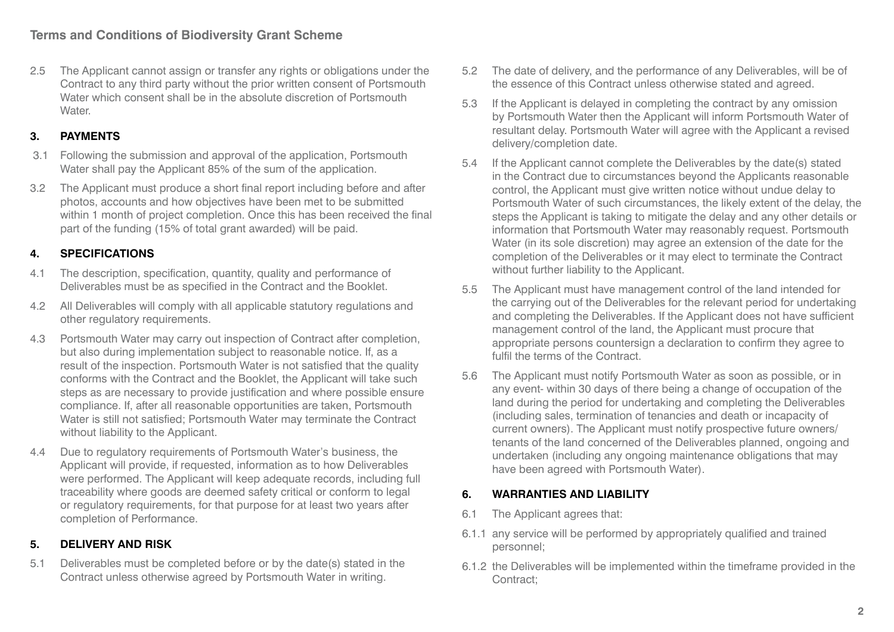2.5 The Applicant cannot assign or transfer any rights or obligations under the Contract to any third party without the prior written consent of Portsmouth Water which consent shall be in the absolute discretion of Portsmouth Water.

## 3. PAYMENTS

3.1 Following the submission and approval of the application, Portsmouth Water shall pay the Applicant 85% of the sum of the application.

3.2 The Applicant must produce a short final report including before and after photos, accounts and how objectives have been met to be submitted within 1 month of project completion. Once this has been received the final part of the funding (15% of total grant awarded) will be paid.

## 4. SPECIFICATIONS

4.1 The description, specification, quantity, quality and performance of Deliverables must be as specified in the Contract and the Booklet.

4.2 All Deliverables will comply with all applicable statutory regulations and other regulatory requirements.

4.3 Portsmouth Water may carry out inspection of Contract after completion, but also during implementation subject to reasonable notice. If, as a result of the inspection. Portsmouth Water is not satisfied that the quality conforms with the Contract and the Booklet, the Applicant will take such steps as are necessary to provide justification and where possible ensure compliance. If, after all reasonable opportunities are taken, Portsmouth Water is still not satisfied; Portsmouth Water may terminate the Contract without liability to the Applicant.

4.4 Due to regulatory requirements of Portsmouth Water's business, the Applicant will provide, if requested, information as to how Deliverables were performed. The Applicant will keep adequate records, including full traceability where goods are deemed safety critical or conform to legal or regulatory requirements, for that purpose for at least two years after completion of Performance.

## 5. DELIVERY AND RISK

5.1 Deliverables must be completed before or by the date(s) stated in the Contract unless otherwise agreed by Portsmouth Water in writing.

5.2 The date of delivery, and the performance of any Deliverables, will be of the essence of this Contract unless otherwise stated and agreed.

5.3 If the Applicant is delayed in completing the contract by any omission by Portsmouth Water then the Applicant will inform Portsmouth Water of resultant delay. Portsmouth Water will agree with the Applicant a revised delivery/completion date.

5.4 If the Applicant cannot complete the Deliverables by the date(s) stated in the Contract due to circumstances beyond the Applicants reasonable control, the Applicant must give written notice without undue delay to Portsmouth Water of such circumstances, the likely extent of the delay, the steps the Applicant is taking to mitigate the delay and any other details or information that Portsmouth Water may reasonably request. Portsmouth Water (in its sole discretion) may agree an extension of the date for the completion of the Deliverables or it may elect to terminate the Contract without further liability to the Applicant.

5.5 The Applicant must have management control of the land intended for the carrying out of the Deliverables for the relevant period for undertaking and completing the Deliverables. If the Applicant does not have sufficient management control of the land, the Applicant must procure that appropriate persons countersign a declaration to confirm they agree to fulfil the terms of the Contract.

5.6 The Applicant must notify Portsmouth Water as soon as possible, or in any event- within 30 days of there being a change of occupation of the land during the period for undertaking and completing the Deliverables (including sales, termination of tenancies and death or incapacity of current owners). The Applicant must notify prospective future owners/ tenants of the land concerned of the Deliverables planned, ongoing and undertaken (including any ongoing maintenance obligations that may have been agreed with Portsmouth Water).

## 6. WARRANTIES AND LIABILITY

6.1 The Applicant agrees that:

6.1.1 any service will be performed by appropriately qualified and trained personnel;

6.1.2 the Deliverables will be implemented within the timeframe provided in the Contract;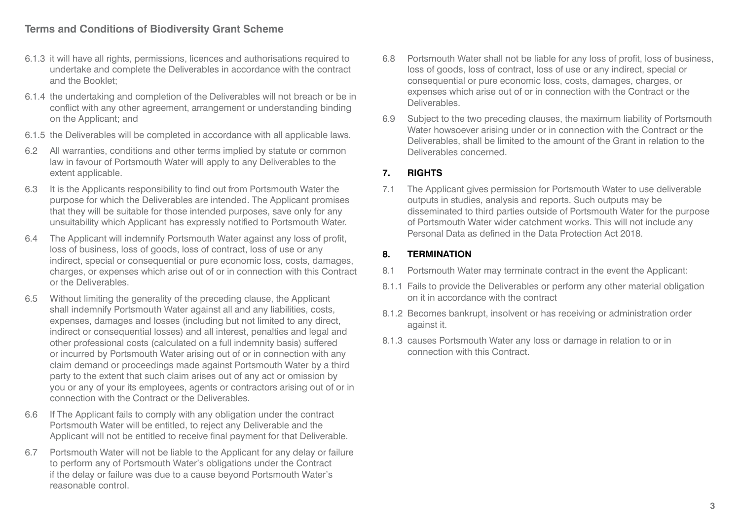6.1.3 it will have all rights, permissions, licences and authorisations required to undertake and complete the Deliverables in accordance with the contract and the Booklet;

6.1.4 the undertaking and completion of the Deliverables will not breach or be in conflict with any other agreement, arrangement or understanding binding on the Applicant; and

6.1.5 the Deliverables will be completed in accordance with all applicable laws.

6.2 All warranties, conditions and other terms implied by statute or common law in favour of Portsmouth Water will apply to any Deliverables to the extent applicable.

6.3 It is the Applicants responsibility to find out from Portsmouth Water the purpose for which the Deliverables are intended. The Applicant promises that they will be suitable for those intended purposes, save only for any unsuitability which Applicant has expressly notified to Portsmouth Water.

6.4 The Applicant will indemnify Portsmouth Water against any loss of profit, loss of business, loss of goods, loss of contract, loss of use or any indirect, special or consequential or pure economic loss, costs, damages, charges, or expenses which arise out of or in connection with this Contract or the Deliverables.

6.5 Without limiting the generality of the preceding clause, the Applicant shall indemnify Portsmouth Water against all and any liabilities, costs, expenses, damages and losses (including but not limited to any direct, indirect or consequential losses) and all interest, penalties and legal and other professional costs (calculated on a full indemnity basis) suffered or incurred by Portsmouth Water arising out of or in connection with any claim demand or proceedings made against Portsmouth Water by a third party to the extent that such claim arises out of any act or omission by you or any of your its employees, agents or contractors arising out of or in connection with the Contract or the Deliverables.

6.6 If The Applicant fails to comply with any obligation under the contract Portsmouth Water will be entitled, to reject any Deliverable and the Applicant will not be entitled to receive final payment for that Deliverable.

6.7 Portsmouth Water will not be liable to the Applicant for any delay or failure to perform any of Portsmouth Water's obligations under the Contract if the delay or failure was due to a cause beyond Portsmouth Water's reasonable control.

6.8 Portsmouth Water shall not be liable for any loss of profit, loss of business, loss of goods, loss of contract, loss of use or any indirect, special or consequential or pure economic loss, costs, damages, charges, or expenses which arise out of or in connection with the Contract or the Deliverables.

6.9 Subject to the two preceding clauses, the maximum liability of Portsmouth Water howsoever arising under or in connection with the Contract or the Deliverables, shall be limited to the amount of the Grant in relation to the Deliverables concerned.

## 7. RIGHTS

7.1 The Applicant gives permission for Portsmouth Water to use deliverable outputs in studies, analysis and reports. Such outputs may be disseminated to third parties outside of Portsmouth Water for the purpose of Portsmouth Water wider catchment works. This will not include any Personal Data as defined in the Data Protection Act 2018.

## 8. TERMINATION

8.1 Portsmouth Water may terminate contract in the event the Applicant:

8.1.1 Fails to provide the Deliverables or perform any other material obligation on it in accordance with the contract

8.1.2 Becomes bankrupt, insolvent or has receiving or administration order against it.

8.1.3 causes Portsmouth Water any loss or damage in relation to or in connection with this Contract.